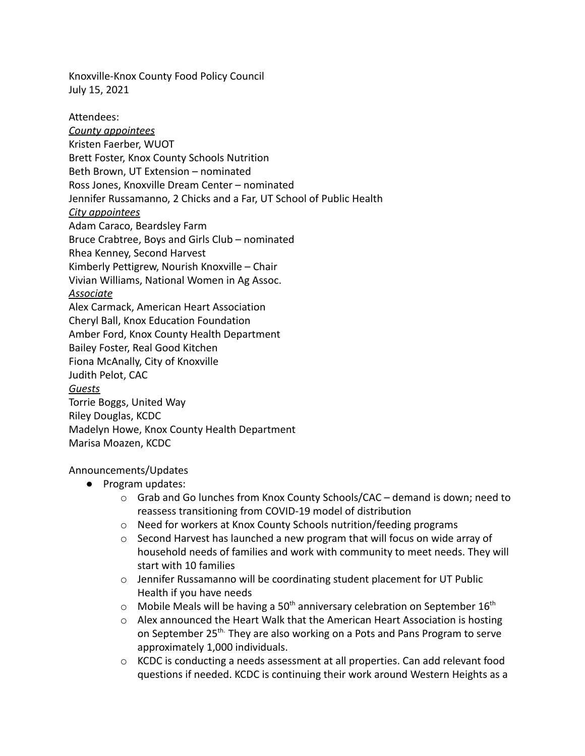Knoxville-Knox County Food Policy Council
July 15, 2021

Attendees:

*County appointees*

Kristen Faerber, WUOT
Brett Foster, Knox County Schools Nutrition
Beth Brown, UT Extension – nominated
Ross Jones, Knoxville Dream Center – nominated
Jennifer Russamanno, 2 Chicks and a Far, UT School of Public Health

*City appointees*

Adam Caraco, Beardsley Farm
Bruce Crabtree, Boys and Girls Club – nominated
Rhea Kenney, Second Harvest
Kimberly Pettigrew, Nourish Knoxville – Chair
Vivian Williams, National Women in Ag Assoc.

*Associate*

Alex Carmack, American Heart Association
Cheryl Ball, Knox Education Foundation
Amber Ford, Knox County Health Department
Bailey Foster, Real Good Kitchen
Fiona McAnally, City of Knoxville
Judith Pelot, CAC

*Guests*

Torrie Boggs, United Way
Riley Douglas, KCDC
Madelyn Howe, Knox County Health Department
Marisa Moazen, KCDC

Announcements/Updates

- Program updates:
  - Grab and Go lunches from Knox County Schools/CAC – demand is down; need to reassess transitioning from COVID-19 model of distribution
  - Need for workers at Knox County Schools nutrition/feeding programs
  - Second Harvest has launched a new program that will focus on wide array of household needs of families and work with community to meet needs. They will start with 10 families
  - Jennifer Russamanno will be coordinating student placement for UT Public Health if you have needs
  - Mobile Meals will be having a 50th anniversary celebration on September 16th
  - Alex announced the Heart Walk that the American Heart Association is hosting on September 25th. They are also working on a Pots and Pans Program to serve approximately 1,000 individuals.
  - KCDC is conducting a needs assessment at all properties. Can add relevant food questions if needed. KCDC is continuing their work around Western Heights as a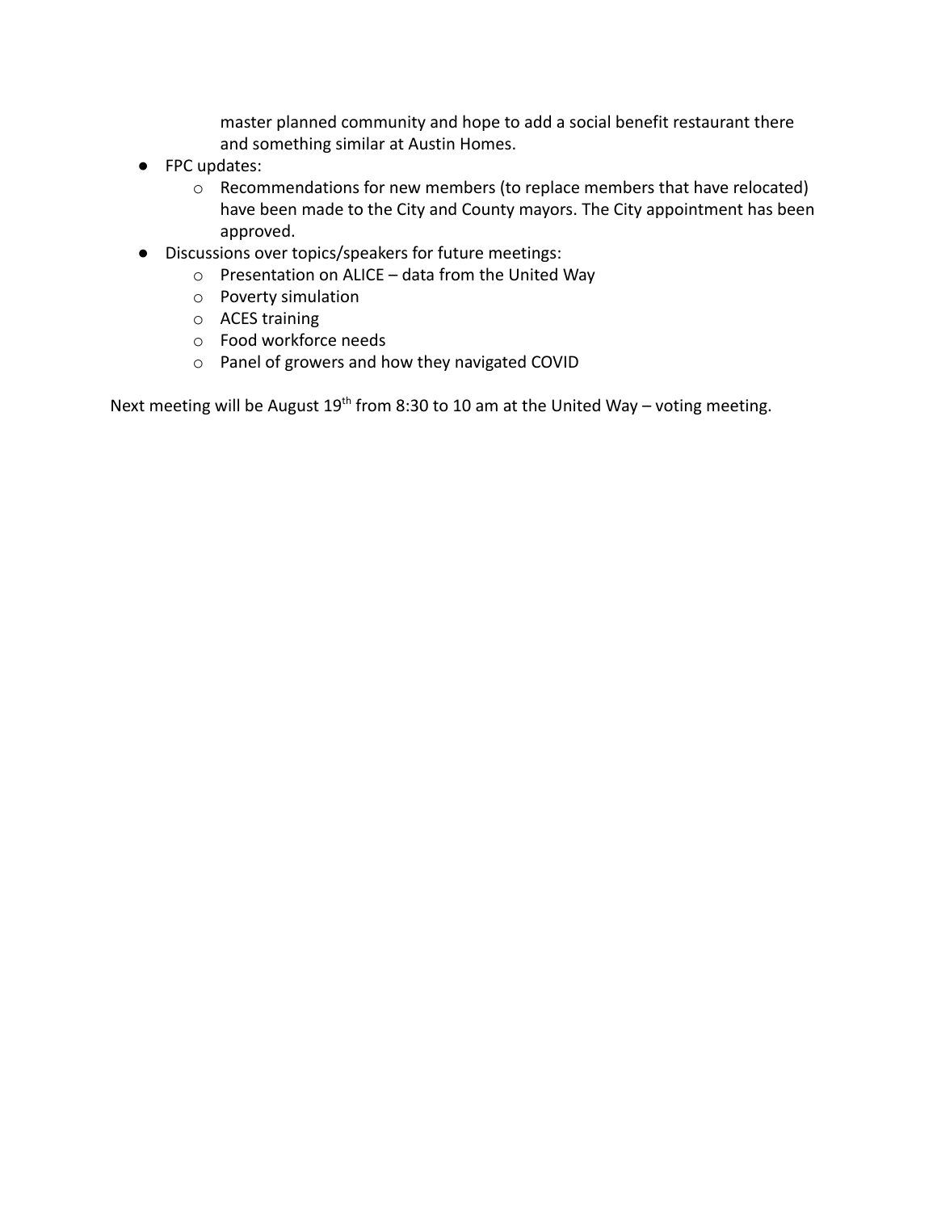master planned community and hope to add a social benefit restaurant there and something similar at Austin Homes.

- FPC updates:
  - Recommendations for new members (to replace members that have relocated) have been made to the City and County mayors. The City appointment has been approved.
- Discussions over topics/speakers for future meetings:
  - Presentation on ALICE – data from the United Way
  - Poverty simulation
  - ACES training
  - Food workforce needs
  - Panel of growers and how they navigated COVID

Next meeting will be August 19th from 8:30 to 10 am at the United Way – voting meeting.